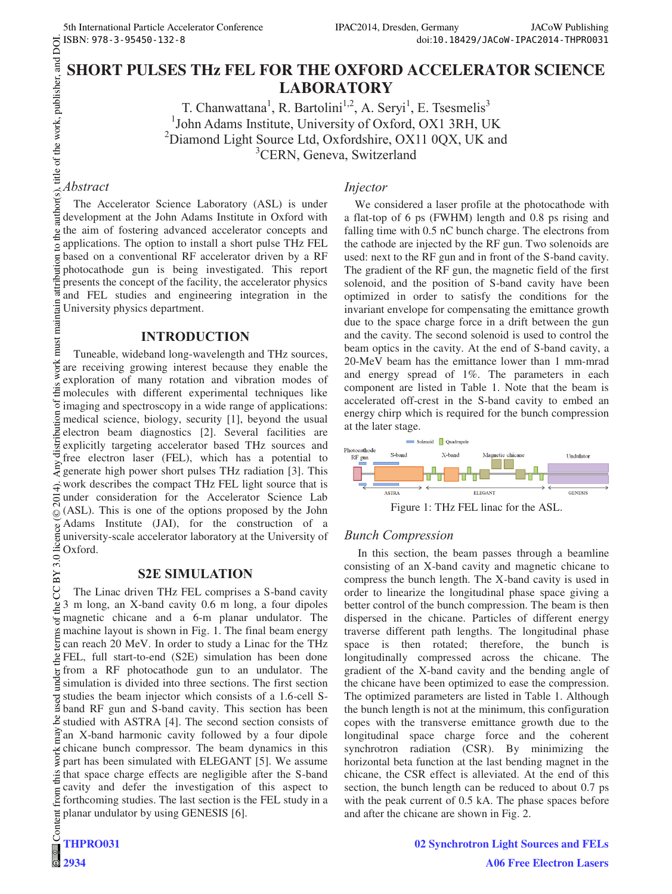# SHORT PULSES THz FEL FOR THE OXFORD ACCELERATOR SCIENCE LABORATORY

T. Chanwattana[1], R. Bartolini[1,2], A. Seryi[1], E. Tsesmelis[3]

[1]John Adams Institute, University of Oxford, OX1 3RH, UK

[2]Diamond Light Source Ltd, Oxfordshire, OX11 0QX, UK and

[3]CERN, Geneva, Switzerland

## *Abstract*

The Accelerator Science Laboratory (ASL) is under development at the John Adams Institute in Oxford with the aim of fostering advanced accelerator concepts and applications. The option to install a short pulse THz FEL based on a conventional RF accelerator driven by a RF photocathode gun is being investigated. This report presents the concept of the facility, the accelerator physics and FEL studies and engineering integration in the University physics department.

## INTRODUCTION

Tuneable, wideband long-wavelength and THz sources, are receiving growing interest because they enable the exploration of many rotation and vibration modes of molecules with different experimental techniques like imaging and spectroscopy in a wide range of applications: medical science, biology, security [1], beyond the usual electron beam diagnostics [2]. Several facilities are explicitly targeting accelerator based THz sources and free electron laser (FEL), which has a potential to generate high power short pulses THz radiation [3]. This work describes the compact THz FEL light source that is under consideration for the Accelerator Science Lab (ASL). This is one of the options proposed by the John Adams Institute (JAI), for the construction of a university-scale accelerator laboratory at the University of Oxford.

## S2E SIMULATION

The Linac driven THz FEL comprises a S-band cavity 3 m long, an X-band cavity 0.6 m long, a four dipoles magnetic chicane and a 6-m planar undulator. The machine layout is shown in Fig. 1. The final beam energy can reach 20 MeV. In order to study a Linac for the THz FEL, full start-to-end (S2E) simulation has been done from a RF photocathode gun to an undulator. The simulation is divided into three sections. The first section studies the beam injector which consists of a 1.6-cell S-band RF gun and S-band cavity. This section has been studied with ASTRA [4]. The second section consists of an X-band harmonic cavity followed by a four dipole chicane bunch compressor. The beam dynamics in this part has been simulated with ELEGANT [5]. We assume that space charge effects are negligible after the S-band cavity and defer the investigation of this aspect to forthcoming studies. The last section is the FEL study in a planar undulator by using GENESIS [6].

### *Injector*

We considered a laser profile at the photocathode with a flat-top of 6 ps (FWHM) length and 0.8 ps rising and falling time with 0.5 nC bunch charge. The electrons from the cathode are injected by the RF gun. Two solenoids are used: next to the RF gun and in front of the S-band cavity. The gradient of the RF gun, the magnetic field of the first solenoid, and the position of S-band cavity have been optimized in order to satisfy the conditions for the invariant envelope for compensating the emittance growth due to the space charge force in a drift between the gun and the cavity. The second solenoid is used to control the beam optics in the cavity. At the end of S-band cavity, a 20-MeV beam has the emittance lower than 1 mm-mrad and energy spread of 1%. The parameters in each component are listed in Table 1. Note that the beam is accelerated off-crest in the S-band cavity to embed an energy chirp which is required for the bunch compression at the later stage.

Solenoid
Quadrupole
Photocathode RF gun
S-band
X-band
Magnetic chicane
Undulator
ASTRA
ELEGANT
GENESIS

Figure 1: THz FEL linac for the ASL.

### *Bunch Compression*

In this section, the beam passes through a beamline consisting of an X-band cavity and magnetic chicane to compress the bunch length. The X-band cavity is used in order to linearize the longitudinal phase space giving a better control of the bunch compression. The beam is then dispersed in the chicane. Particles of different energy traverse different path lengths. The longitudinal phase space is then rotated; therefore, the bunch is longitudinally compressed across the chicane. The gradient of the X-band cavity and the bending angle of the chicane have been optimized to ease the compression. The optimized parameters are listed in Table 1. Although the bunch length is not at the minimum, this configuration copes with the transverse emittance growth due to the longitudinal space charge force and the coherent synchrotron radiation (CSR). By minimizing the horizontal beta function at the last bending magnet in the chicane, the CSR effect is alleviated. At the end of this section, the bunch length can be reduced to about 0.7 ps with the peak current of 0.5 kA. The phase spaces before and after the chicane are shown in Fig. 2.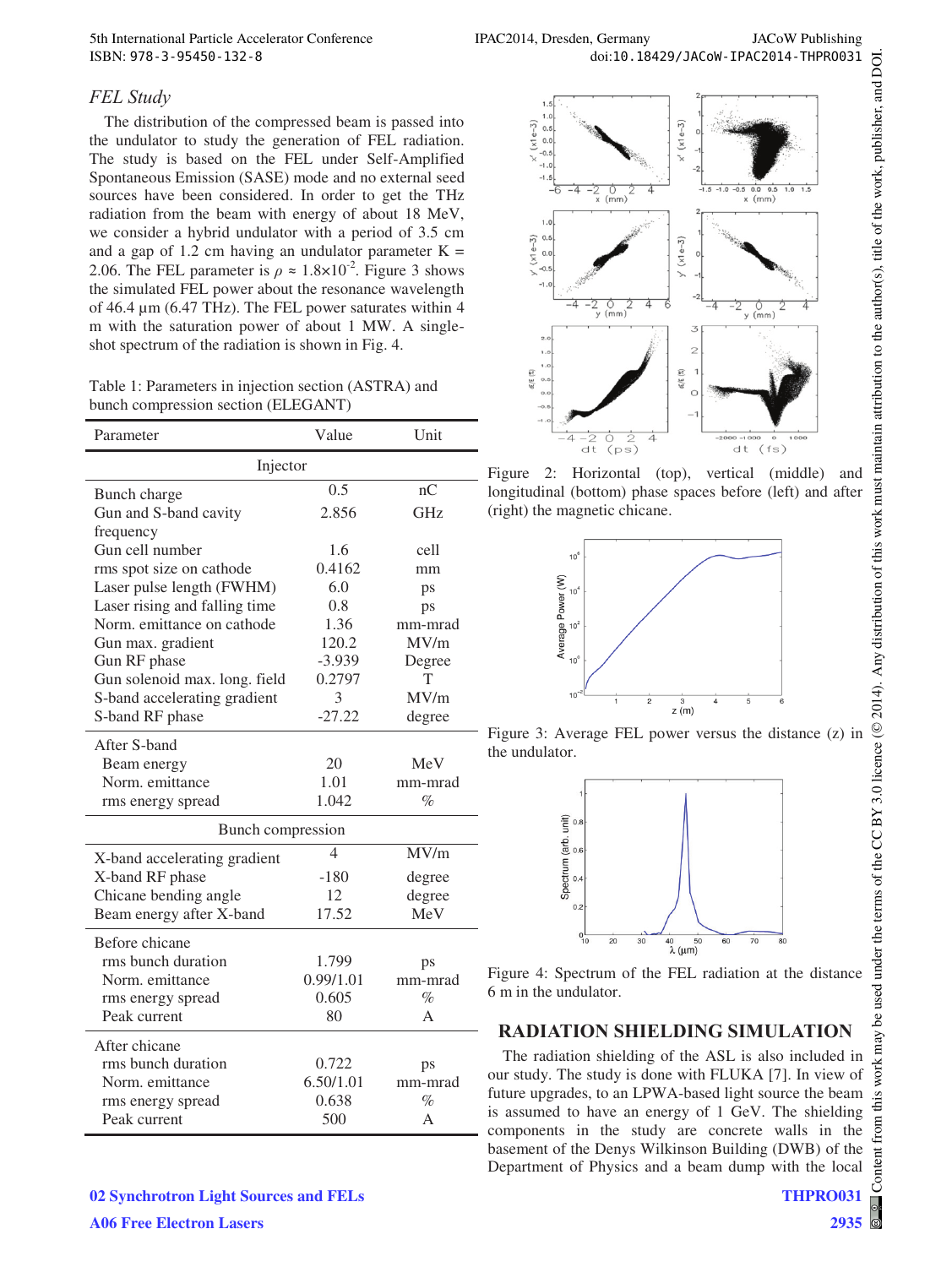### FEL Study

The distribution of the compressed beam is passed into the undulator to study the generation of FEL radiation. The study is based on the FEL under Self-Amplified Spontaneous Emission (SASE) mode and no external seed sources have been considered. In order to get the THz radiation from the beam with energy of about 18 MeV, we consider a hybrid undulator with a period of 3.5 cm and a gap of 1.2 cm having an undulator parameter K = 2.06. The FEL parameter is $\rho \approx 1.8\times10^{-2}$. Figure 3 shows the simulated FEL power about the resonance wavelength of 46.4 μm (6.47 THz). The FEL power saturates within 4 m with the saturation power of about 1 MW. A single-shot spectrum of the radiation is shown in Fig. 4.

Table 1: Parameters in injection section (ASTRA) and bunch compression section (ELEGANT)

| Parameter | Value | Unit |
|---|---|---|
| Injector | | |
| Bunch charge | 0.5 | nC |
| Gun and S-band cavity frequency | 2.856 | GHz |
| Gun cell number | 1.6 | cell |
| rms spot size on cathode | 0.4162 | mm |
| Laser pulse length (FWHM) | 6.0 | ps |
| Laser rising and falling time | 0.8 | ps |
| Norm. emittance on cathode | 1.36 | mm-mrad |
| Gun max. gradient | 120.2 | MV/m |
| Gun RF phase | -3.939 | Degree |
| Gun solenoid max. long. field | 0.2797 | T |
| S-band accelerating gradient | 3 | MV/m |
| S-band RF phase | -27.22 | degree |
| After S-band | | |
| Beam energy | 20 | MeV |
| Norm. emittance | 1.01 | mm-mrad |
| rms energy spread | 1.042 | % |
| Bunch compression | | |
| X-band accelerating gradient | 4 | MV/m |
| X-band RF phase | -180 | degree |
| Chicane bending angle | 12 | degree |
| Beam energy after X-band | 17.52 | MeV |
| Before chicane | | |
| rms bunch duration | 1.799 | ps |
| Norm. emittance | 0.99/1.01 | mm-mrad |
| rms energy spread | 0.605 | % |
| Peak current | 80 | A |
| After chicane | | |
| rms bunch duration | 0.722 | ps |
| Norm. emittance | 6.50/1.01 | mm-mrad |
| rms energy spread | 0.638 | % |
| Peak current | 500 | A |

Figure 2: Horizontal (top), vertical (middle) and longitudinal (bottom) phase spaces before (left) and after (right) the magnetic chicane.

Figure 3: Average FEL power versus the distance (z) in the undulator.

Figure 4: Spectrum of the FEL radiation at the distance 6 m in the undulator.

## RADIATION SHIELDING SIMULATION

The radiation shielding of the ASL is also included in our study. The study is done with FLUKA [7]. In view of future upgrades, to an LPWA-based light source the beam is assumed to have an energy of 1 GeV. The shielding components in the study are concrete walls in the basement of the Denys Wilkinson Building (DWB) of the Department of Physics and a beam dump with the local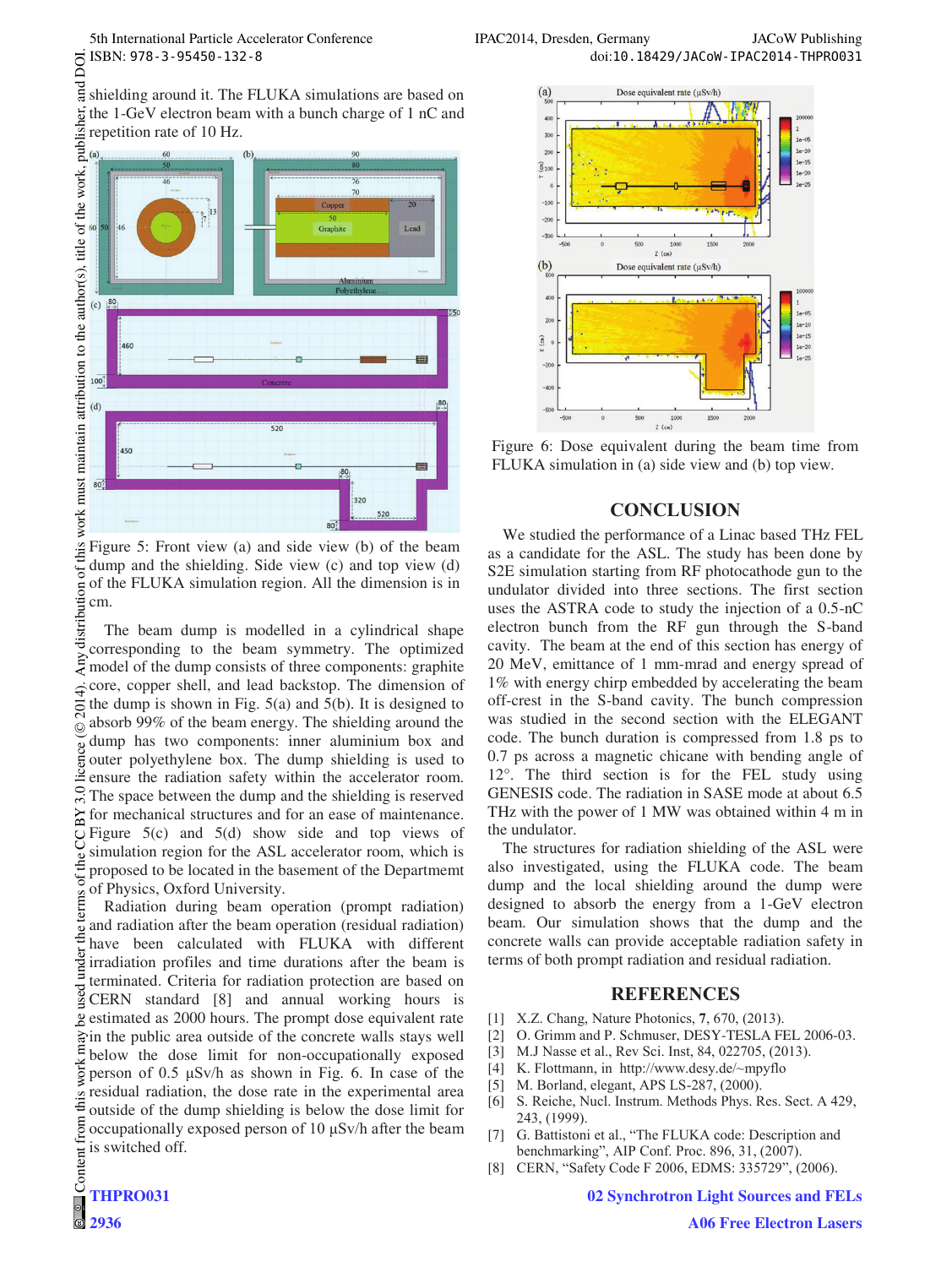shielding around it. The FLUKA simulations are based on the 1-GeV electron beam with a bunch charge of 1 nC and repetition rate of 10 Hz.

Figure 5: Front view (a) and side view (b) of the beam dump and the shielding. Side view (c) and top view (d) of the FLUKA simulation region. All the dimension is in cm.

The beam dump is modelled in a cylindrical shape corresponding to the beam symmetry. The optimized model of the dump consists of three components: graphite core, copper shell, and lead backstop. The dimension of the dump is shown in Fig. 5(a) and 5(b). It is designed to absorb 99% of the beam energy. The shielding around the dump has two components: inner aluminium box and outer polyethylene box. The dump shielding is used to ensure the radiation safety within the accelerator room. The space between the dump and the shielding is reserved for mechanical structures and for an ease of maintenance. Figure 5(c) and 5(d) show side and top views of simulation region for the ASL accelerator room, which is proposed to be located in the basement of the Departmemt of Physics, Oxford University.

Radiation during beam operation (prompt radiation) and radiation after the beam operation (residual radiation) have been calculated with FLUKA with different irradiation profiles and time durations after the beam is terminated. Criteria for radiation protection are based on CERN standard [8] and annual working hours is estimated as 2000 hours. The prompt dose equivalent rate in the public area outside of the concrete walls stays well below the dose limit for non-occupationally exposed person of 0.5 μSv/h as shown in Fig. 6. In case of the residual radiation, the dose rate in the experimental area outside of the dump shielding is below the dose limit for occupationally exposed person of 10 μSv/h after the beam is switched off.

Figure 6: Dose equivalent during the beam time from FLUKA simulation in (a) side view and (b) top view.

## CONCLUSION

We studied the performance of a Linac based THz FEL as a candidate for the ASL. The study has been done by S2E simulation starting from RF photocathode gun to the undulator divided into three sections. The first section uses the ASTRA code to study the injection of a 0.5-nC electron bunch from the RF gun through the S-band cavity. The beam at the end of this section has energy of 20 MeV, emittance of 1 mm-mrad and energy spread of 1% with energy chirp embedded by accelerating the beam off-crest in the S-band cavity. The bunch compression was studied in the second section with the ELEGANT code. The bunch duration is compressed from 1.8 ps to 0.7 ps across a magnetic chicane with bending angle of 12°. The third section is for the FEL study using GENESIS code. The radiation in SASE mode at about 6.5 THz with the power of 1 MW was obtained within 4 m in the undulator.

The structures for radiation shielding of the ASL were also investigated, using the FLUKA code. The beam dump and the local shielding around the dump were designed to absorb the energy from a 1-GeV electron beam. Our simulation shows that the dump and the concrete walls can provide acceptable radiation safety in terms of both prompt radiation and residual radiation.

## REFERENCES

[1] X.Z. Chang, Nature Photonics, **7**, 670, (2013).

[2] O. Grimm and P. Schmuser, DESY-TESLA FEL 2006-03.

[3] M.J Nasse et al., Rev Sci. Inst, 84, 022705, (2013).

[4] K. Flottmann, in http://www.desy.de/~mpyflo

[5] M. Borland, elegant, APS LS-287, (2000).

[6] S. Reiche, Nucl. Instrum. Methods Phys. Res. Sect. A 429, 243, (1999).

[7] G. Battistoni et al., "The FLUKA code: Description and benchmarking", AIP Conf. Proc. 896, 31, (2007).

[8] CERN, "Safety Code F 2006, EDMS: 335729", (2006).